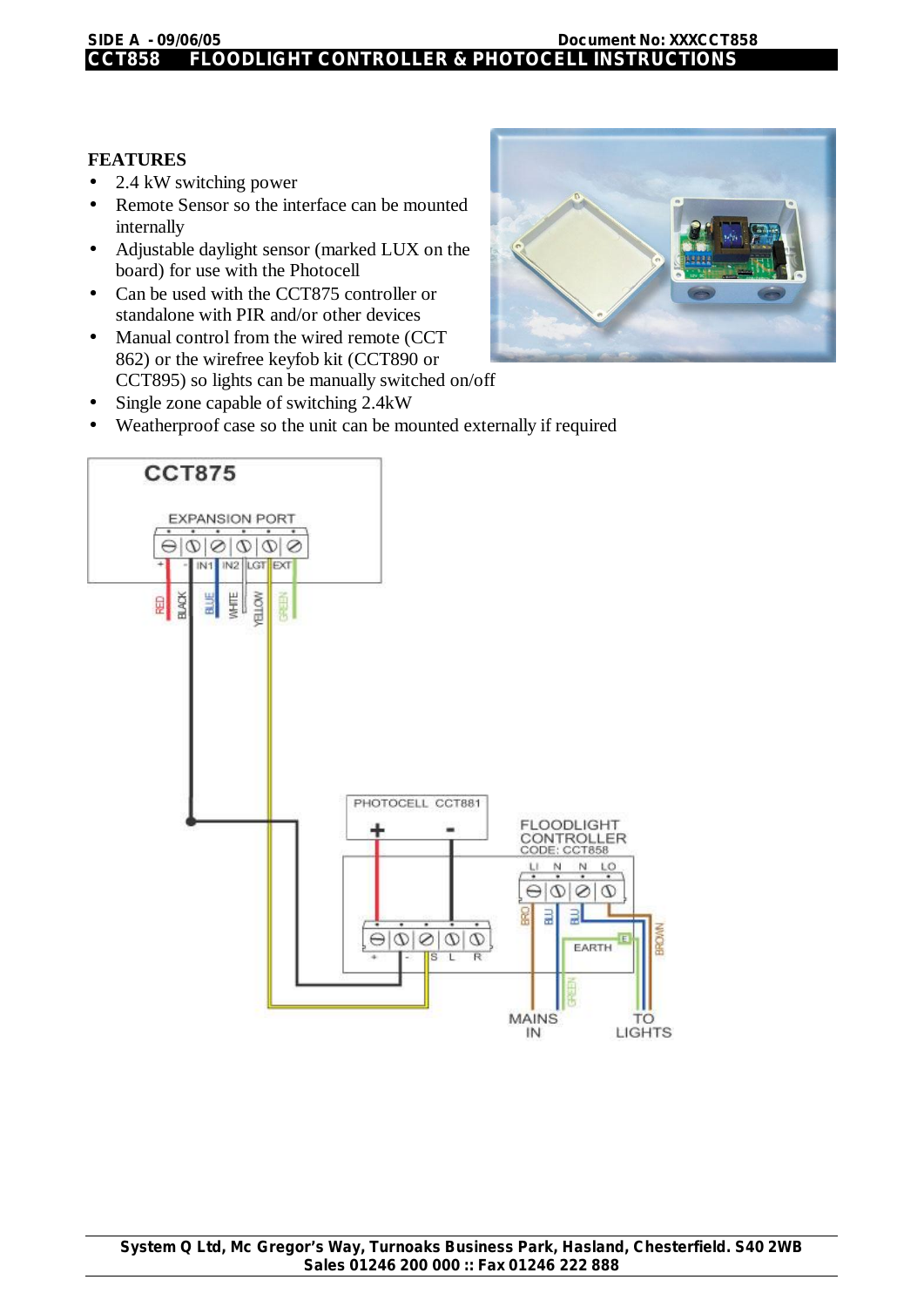# CCT858 FLOODLIGHT CONTROLLER & PHOTOCELL INSTRUCTIONS

SIDE A - 09/06/05 Document No: XXXCCT858

## FEATURES

- 2.4 kW switching power
- Remote Sensor so the interface can be mounted internally
- Adjustable daylight sensor (marked LUX on the board) for use with the Photocell
- Can be used with the CCT875 controller or standalone with PIR and/or other devices
- Manual control from the wired remote (CCT 862) or the wirefree keyfob kit (CCT890 or CCT895) so lights can be manually switched on/off
- Single zone capable of switching 2.4kW
- Weatherproof case so the unit can be mounted externally if required

System Q Ltd, Mc Gregor's Way, Turnoaks Business Park, Hasland, Chesterfield. S40 2WB
Sales 01246 200 000 :: Fax 01246 222 888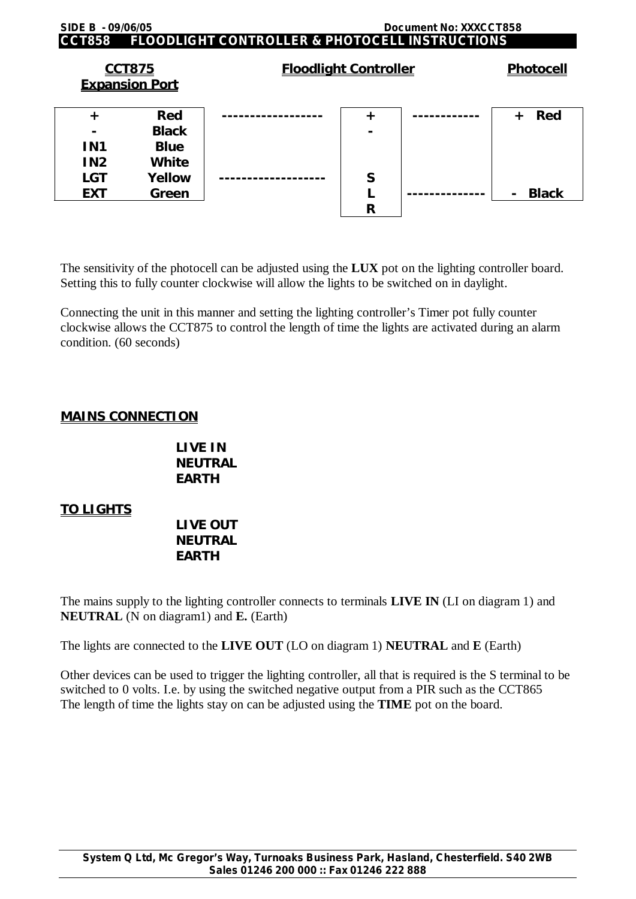SIDE B - 09/06/05 Document No: XXXCCT858

# CCT858 FLOODLIGHT CONTROLLER & PHOTOCELL INSTRUCTIONS

| CCT875 Expansion Port | | | Floodlight Controller | | Photocell |
|---|---|---|---|---|---|
| + | Red | ------------------ | + | ------------ | + Red |
| - | Black | | - | | |
| IN1 | Blue | | | | |
| IN2 | White | | | | |
| LGT | Yellow | ------------------- | S | | |
| EXT | Green | | L | -------------- | - Black |
| | | | R | | |

The sensitivity of the photocell can be adjusted using the **LUX** pot on the lighting controller board. Setting this to fully counter clockwise will allow the lights to be switched on in daylight.

Connecting the unit in this manner and setting the lighting controller's Timer pot fully counter clockwise allows the CCT875 to control the length of time the lights are activated during an alarm condition. (60 seconds)

## MAINS CONNECTION

**LIVE IN**
**NEUTRAL**
**EARTH**

## TO LIGHTS

**LIVE OUT**
**NEUTRAL**
**EARTH**

The mains supply to the lighting controller connects to terminals **LIVE IN** (LI on diagram 1) and **NEUTRAL** (N on diagram1) and **E.** (Earth)

The lights are connected to the **LIVE OUT** (LO on diagram 1) **NEUTRAL** and **E** (Earth)

Other devices can be used to trigger the lighting controller, all that is required is the S terminal to be switched to 0 volts. I.e. by using the switched negative output from a PIR such as the CCT865
The length of time the lights stay on can be adjusted using the **TIME** pot on the board.

System Q Ltd, Mc Gregor's Way, Turnoaks Business Park, Hasland, Chesterfield. S40 2WB
Sales 01246 200 000 :: Fax 01246 222 888